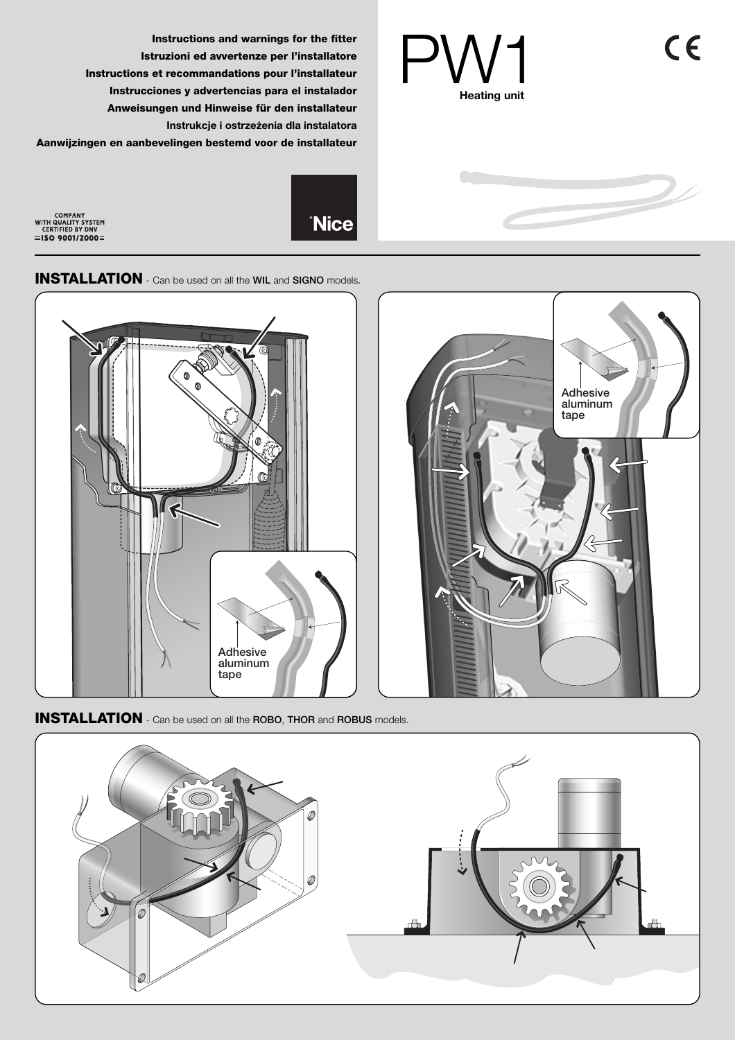**Instructions and warnings for the fitter**
**Istruzioni ed avvertenze per l'installatore**
**Instructions et recommandations pour l'installateur**
**Instrucciones y advertencias para el instalador**
**Anweisungen und Hinweise für den installateur**
**Instrukcje i ostrzeżenia dla instalatora**
**Aanwijzingen en aanbevelingen bestemd voor de installateur**

# PW1

**Heating unit**

COMPANY WITH QUALITY SYSTEM CERTIFIED BY DNV
=ISO 9001/2000=

Nice

## INSTALLATION - Can be used on all the WIL and SIGNO models.

Adhesive aluminum tape

Adhesive aluminum tape

## INSTALLATION - Can be used on all the ROBO, THOR and ROBUS models.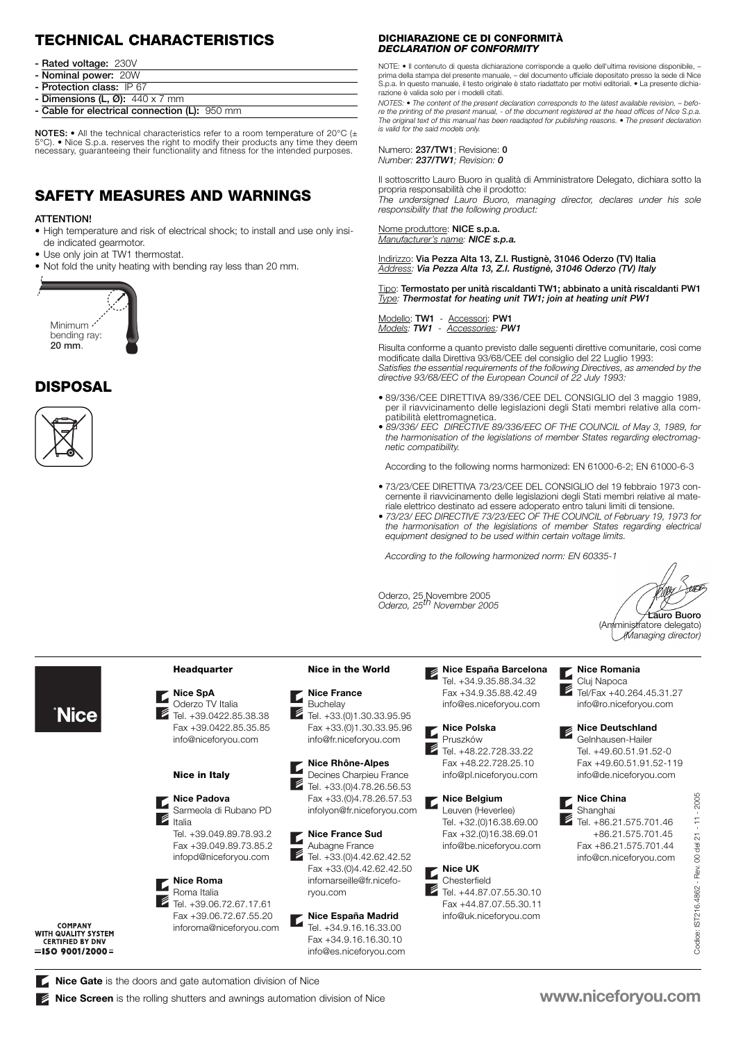## TECHNICAL CHARACTERISTICS

- **Rated voltage:** 230V
- **Nominal power:** 20W
- **Protection class:** IP 67
- **Dimensions (L, Ø):** 440 x 7 mm
- **Cable for electrical connection (L):** 950 mm

**NOTES:** • All the technical characteristics refer to a room temperature of 20°C (± 5°C). • Nice S.p.a. reserves the right to modify their products any time they deem necessary, guaranteeing their functionality and fitness for the intended purposes.

## SAFETY MEASURES AND WARNINGS

**ATTENTION!**

- High temperature and risk of electrical shock; to install and use only inside indicated gearmotor.
- Use only join at TW1 thermostat.
- Not fold the unity heating with bending ray less than 20 mm.

Minimum bending ray: **20 mm**.

## DISPOSAL

#### DICHIARAZIONE CE DI CONFORMITÀ
#### *DECLARATION OF CONFORMITY*

NOTE: • Il contenuto di questa dichiarazione corrisponde a quello dell'ultima revisione disponibile, – prima della stampa del presente manuale, – del documento ufficiale depositato presso la sede di Nice S.p.a. In questo manuale, il testo originale è stato riadattato per motivi editoriali. • La presente dichiarazione è valida solo per i modelli citati.

*NOTES: • The content of the present declaration corresponds to the latest available revision, – before the printing of the present manual, - of the document registered at the head offices of Nice S.p.a. The original text of this manual has been readapted for publishing reasons. • The present declaration is valid for the said models only.*

Numero: **237/TW1**; Revisione: **0**
*Number: **237/TW1**; Revision: **0***

Il sottoscritto Lauro Buoro in qualità di Amministratore Delegato, dichiara sotto la propria responsabilità che il prodotto:
*The undersigned Lauro Buoro, managing director, declares under his sole responsibility that the following product:*

Nome produttore: **NICE s.p.a.**
*Manufacturer's name: **NICE s.p.a.***

Indirizzo: **Via Pezza Alta 13, Z.I. Rustignè, 31046 Oderzo (TV) Italia**
*Address: **Via Pezza Alta 13, Z.I. Rustignè, 31046 Oderzo (TV) Italy***

Tipo: **Termostato per unità riscaldanti TW1; abbinato a unità riscaldanti PW1**
*Type: **Thermostat for heating unit TW1; join at heating unit PW1***

Modello: **TW1** - Accessori: **PW1**
*Models: **TW1** - Accessories: **PW1***

Risulta conforme a quanto previsto dalle seguenti direttive comunitarie, così come modificate dalla Direttiva 93/68/CEE del consiglio del 22 Luglio 1993:
*Satisfies the essential requirements of the following Directives, as amended by the directive 93/68/EEC of the European Council of 22 July 1993:*

- 89/336/CEE DIRETTIVA 89/336/CEE DEL CONSIGLIO del 3 maggio 1989, per il riavvicinamento delle legislazioni degli Stati membri relative alla compatibilità elettromagnetica.
- *89/336/ EEC DIRECTIVE 89/336/EEC OF THE COUNCIL of May 3, 1989, for the harmonisation of the legislations of member States regarding electromagnetic compatibility.*

According to the following norms harmonized: EN 61000-6-2; EN 61000-6-3

- 73/23/CEE DIRETTIVA 73/23/CEE DEL CONSIGLIO del 19 febbraio 1973 concernente il riavvicinamento delle legislazioni degli Stati membri relative al materiale elettrico destinato ad essere adoperato entro taluni limiti di tensione.
- *73/23/ EEC DIRECTIVE 73/23/EEC OF THE COUNCIL of February 19, 1973 for the harmonisation of the legislations of member States regarding electrical equipment designed to be used within certain voltage limits.*

*According to the following harmonized norm: EN 60335-1*

Oderzo, 25 Novembre 2005
*Oderzo, 25th November 2005*

**Lauro Buoro**
(Amministratore delegato)
*(Managing director)*

---

Nice

COMPANY WITH QUALITY SYSTEM CERTIFIED BY DNV
=ISO 9001/2000=

**Headquarter**

**Nice SpA**
Oderzo TV Italia
Tel. +39.0422.85.38.38
Fax +39.0422.85.35.85
info@niceforyou.com

**Nice in Italy**

**Nice Padova**
Sarmeola di Rubano PD Italia
Tel. +39.049.89.78.93.2
Fax +39.049.89.73.85.2
infopd@niceforyou.com

**Nice Roma**
Roma Italia
Tel. +39.06.72.67.17.61
Fax +39.06.72.67.55.20
inforoma@niceforyou.com

**Nice in the World**

**Nice France**
Buchelay
Tel. +33.(0)1.30.33.95.95
Fax +33.(0)1.30.33.95.96
info@fr.niceforyou.com

**Nice Rhône-Alpes**
Decines Charpieu France
Tel. +33.(0)4.78.26.56.53
Fax +33.(0)4.78.26.57.53
infolyon@fr.niceforyou.com

**Nice France Sud**
Aubagne France
Tel. +33.(0)4.42.62.42.52
Fax +33.(0)4.42.62.42.50
infomarseille@fr.niceforyou.com

**Nice España Madrid**
Tel. +34.9.16.16.33.00
Fax +34.9.16.16.30.10
info@es.niceforyou.com

**Nice España Barcelona**
Tel. +34.9.35.88.34.32
Fax +34.9.35.88.42.49
info@es.niceforyou.com

**Nice Polska**
Pruszków
Tel. +48.22.728.33.22
Fax +48.22.728.25.10
info@pl.niceforyou.com

**Nice Belgium**
Leuven (Heverlee)
Tel. +32.(0)16.38.69.00
Fax +32.(0)16.38.69.01
info@be.niceforyou.com

**Nice UK**
Chesterfield
Tel. +44.87.07.55.30.10
Fax +44.87.07.55.30.11
info@uk.niceforyou.com

**Nice Romania**
Cluj Napoca
Tel/Fax +40.264.45.31.27
info@ro.niceforyou.com

**Nice Deutschland**
Gelnhausen-Hailer
Tel. +49.60.51.91.52-0
Fax +49.60.51.91.52-119
info@de.niceforyou.com

**Nice China**
Shanghai
Tel. +86.21.575.701.46
+86.21.575.701.45
Fax +86.21.575.701.44
info@cn.niceforyou.com

Codice: IST216.4862 - Rev. 00 del 21 - 11 - 2005

**Nice Gate** is the doors and gate automation division of Nice

**Nice Screen** is the rolling shutters and awnings automation division of Nice

**www.niceforyou.com**